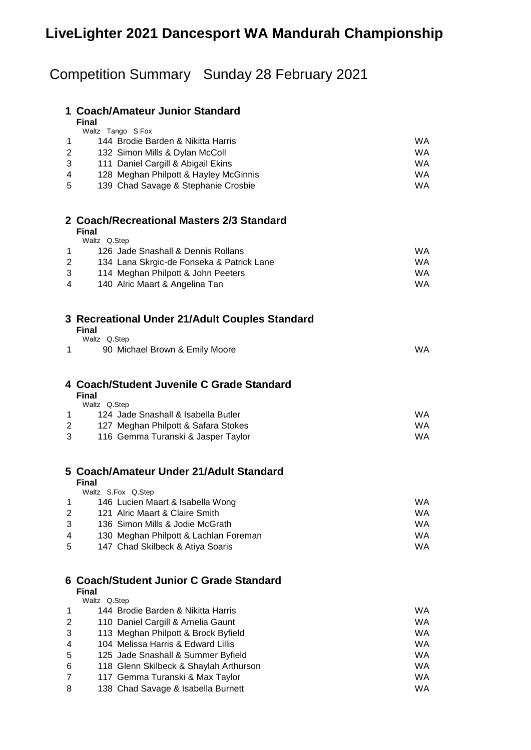# LiveLighter 2021 Dancesport WA Mandurah Championship

## Competition Summary   Sunday 28 February 2021

### 1 Coach/Amateur Junior Standard

**Final**

Waltz Tango S.Fox

| Place | No. | Couple | State |
|---|---|---|---|
| 1 | 144 | Brodie Barden & Nikitta Harris | WA |
| 2 | 132 | Simon Mills & Dylan McColl | WA |
| 3 | 111 | Daniel Cargill & Abigail Ekins | WA |
| 4 | 128 | Meghan Philpott & Hayley McGinnis | WA |
| 5 | 139 | Chad Savage & Stephanie Crosbie | WA |

### 2 Coach/Recreational Masters 2/3 Standard

**Final**

Waltz Q.Step

| Place | No. | Couple | State |
|---|---|---|---|
| 1 | 126 | Jade Snashall & Dennis Rollans | WA |
| 2 | 134 | Lana Skrgic-de Fonseka & Patrick Lane | WA |
| 3 | 114 | Meghan Philpott & John Peeters | WA |
| 4 | 140 | Alric Maart & Angelina Tan | WA |

### 3 Recreational Under 21/Adult Couples Standard

**Final**

Waltz Q.Step

| Place | No. | Couple | State |
|---|---|---|---|
| 1 | 90 | Michael Brown & Emily Moore | WA |

### 4 Coach/Student Juvenile C Grade Standard

**Final**

Waltz Q.Step

| Place | No. | Couple | State |
|---|---|---|---|
| 1 | 124 | Jade Snashall & Isabella Butler | WA |
| 2 | 127 | Meghan Philpott & Safara Stokes | WA |
| 3 | 116 | Gemma Turanski & Jasper Taylor | WA |

### 5 Coach/Amateur Under 21/Adult Standard

**Final**

Waltz S.Fox Q.Step

| Place | No. | Couple | State |
|---|---|---|---|
| 1 | 146 | Lucien Maart & Isabella Wong | WA |
| 2 | 121 | Alric Maart & Claire Smith | WA |
| 3 | 136 | Simon Mills & Jodie McGrath | WA |
| 4 | 130 | Meghan Philpott & Lachlan Foreman | WA |
| 5 | 147 | Chad Skilbeck & Atiya Soaris | WA |

### 6 Coach/Student Junior C Grade Standard

**Final**

Waltz Q.Step

| Place | No. | Couple | State |
|---|---|---|---|
| 1 | 144 | Brodie Barden & Nikitta Harris | WA |
| 2 | 110 | Daniel Cargill & Amelia Gaunt | WA |
| 3 | 113 | Meghan Philpott & Brock Byfield | WA |
| 4 | 104 | Melissa Harris & Edward Lillis | WA |
| 5 | 125 | Jade Snashall & Summer Byfield | WA |
| 6 | 118 | Glenn Skilbeck & Shaylah Arthurson | WA |
| 7 | 117 | Gemma Turanski & Max Taylor | WA |
| 8 | 138 | Chad Savage & Isabella Burnett | WA |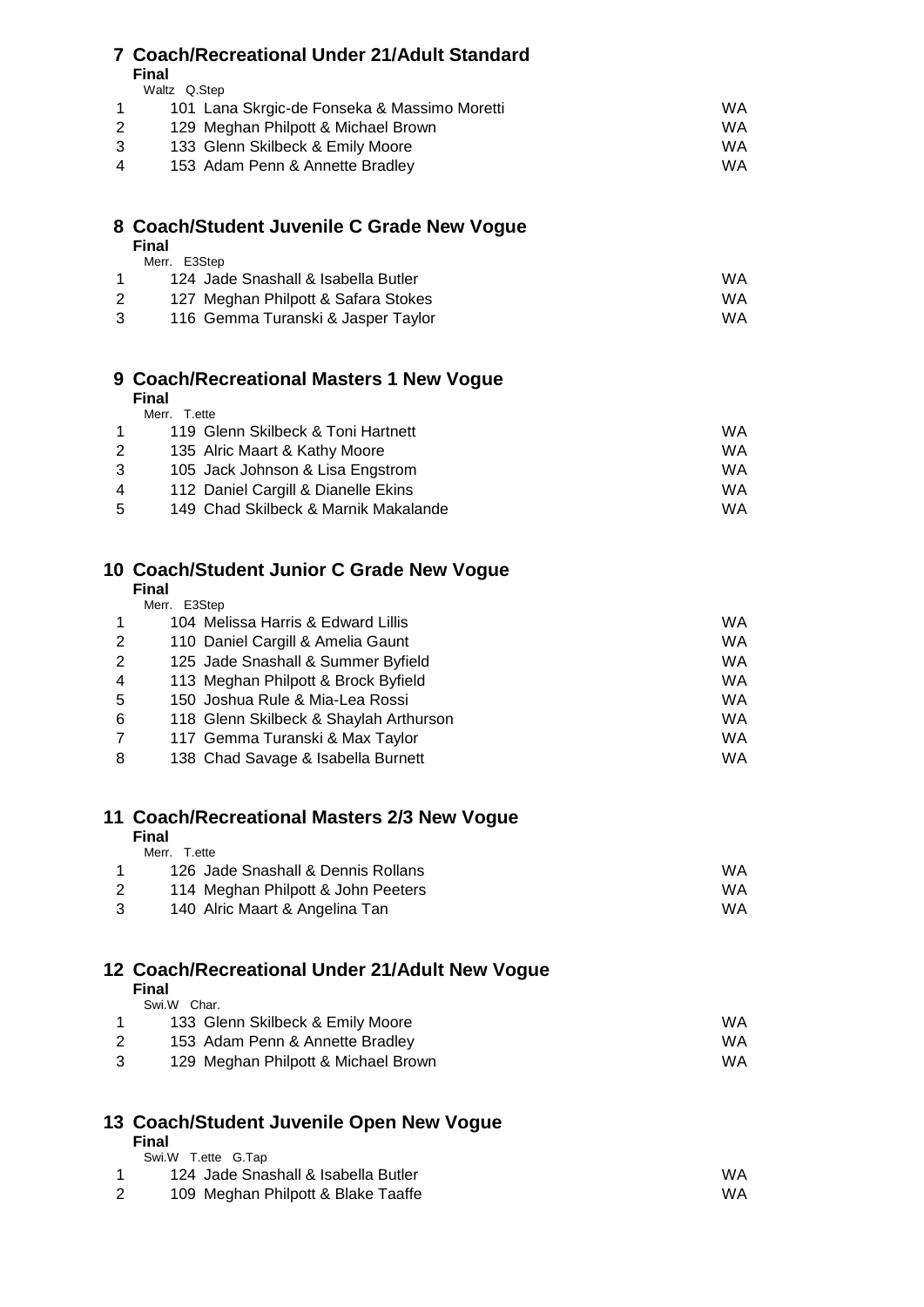## 7 Coach/Recreational Under 21/Adult Standard

**Final**

Waltz Q.Step

| Place | No. | Couple | State |
|---|---|---|---|
| 1 | 101 | Lana Skrgic-de Fonseka & Massimo Moretti | WA |
| 2 | 129 | Meghan Philpott & Michael Brown | WA |
| 3 | 133 | Glenn Skilbeck & Emily Moore | WA |
| 4 | 153 | Adam Penn & Annette Bradley | WA |

## 8 Coach/Student Juvenile C Grade New Vogue

**Final**

Merr. E3Step

| Place | No. | Couple | State |
|---|---|---|---|
| 1 | 124 | Jade Snashall & Isabella Butler | WA |
| 2 | 127 | Meghan Philpott & Safara Stokes | WA |
| 3 | 116 | Gemma Turanski & Jasper Taylor | WA |

## 9 Coach/Recreational Masters 1 New Vogue

**Final**

Merr. T.ette

| Place | No. | Couple | State |
|---|---|---|---|
| 1 | 119 | Glenn Skilbeck & Toni Hartnett | WA |
| 2 | 135 | Alric Maart & Kathy Moore | WA |
| 3 | 105 | Jack Johnson & Lisa Engstrom | WA |
| 4 | 112 | Daniel Cargill & Dianelle Ekins | WA |
| 5 | 149 | Chad Skilbeck & Marnik Makalande | WA |

## 10 Coach/Student Junior C Grade New Vogue

**Final**

Merr. E3Step

| Place | No. | Couple | State |
|---|---|---|---|
| 1 | 104 | Melissa Harris & Edward Lillis | WA |
| 2 | 110 | Daniel Cargill & Amelia Gaunt | WA |
| 2 | 125 | Jade Snashall & Summer Byfield | WA |
| 4 | 113 | Meghan Philpott & Brock Byfield | WA |
| 5 | 150 | Joshua Rule & Mia-Lea Rossi | WA |
| 6 | 118 | Glenn Skilbeck & Shaylah Arthurson | WA |
| 7 | 117 | Gemma Turanski & Max Taylor | WA |
| 8 | 138 | Chad Savage & Isabella Burnett | WA |

## 11 Coach/Recreational Masters 2/3 New Vogue

**Final**

Merr. T.ette

| Place | No. | Couple | State |
|---|---|---|---|
| 1 | 126 | Jade Snashall & Dennis Rollans | WA |
| 2 | 114 | Meghan Philpott & John Peeters | WA |
| 3 | 140 | Alric Maart & Angelina Tan | WA |

## 12 Coach/Recreational Under 21/Adult New Vogue

**Final**

Swi.W Char.

| Place | No. | Couple | State |
|---|---|---|---|
| 1 | 133 | Glenn Skilbeck & Emily Moore | WA |
| 2 | 153 | Adam Penn & Annette Bradley | WA |
| 3 | 129 | Meghan Philpott & Michael Brown | WA |

## 13 Coach/Student Juvenile Open New Vogue

**Final**

Swi.W T.ette G.Tap

| Place | No. | Couple | State |
|---|---|---|---|
| 1 | 124 | Jade Snashall & Isabella Butler | WA |
| 2 | 109 | Meghan Philpott & Blake Taaffe | WA |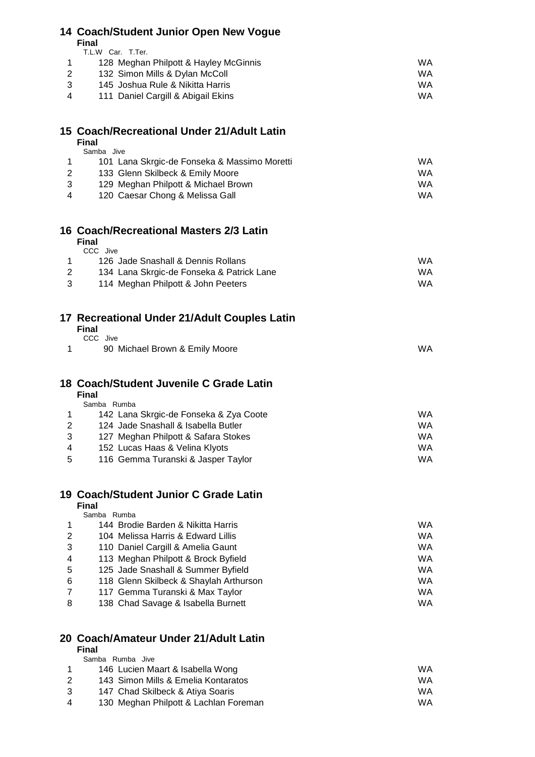## 14 Coach/Student Junior Open New Vogue

**Final**

T.L.W Car. T.Ter.

| | | |
|---|---|---|
| 1 | 128 Meghan Philpott & Hayley McGinnis | WA |
| 2 | 132 Simon Mills & Dylan McColl | WA |
| 3 | 145 Joshua Rule & Nikitta Harris | WA |
| 4 | 111 Daniel Cargill & Abigail Ekins | WA |

## 15 Coach/Recreational Under 21/Adult Latin

**Final**

Samba Jive

| | | |
|---|---|---|
| 1 | 101 Lana Skrgic-de Fonseka & Massimo Moretti | WA |
| 2 | 133 Glenn Skilbeck & Emily Moore | WA |
| 3 | 129 Meghan Philpott & Michael Brown | WA |
| 4 | 120 Caesar Chong & Melissa Gall | WA |

## 16 Coach/Recreational Masters 2/3 Latin

**Final**

CCC Jive

| | | |
|---|---|---|
| 1 | 126 Jade Snashall & Dennis Rollans | WA |
| 2 | 134 Lana Skrgic-de Fonseka & Patrick Lane | WA |
| 3 | 114 Meghan Philpott & John Peeters | WA |

## 17 Recreational Under 21/Adult Couples Latin

**Final**

CCC Jive

| | | |
|---|---|---|
| 1 | 90 Michael Brown & Emily Moore | WA |

## 18 Coach/Student Juvenile C Grade Latin

**Final**

Samba Rumba

| | | |
|---|---|---|
| 1 | 142 Lana Skrgic-de Fonseka & Zya Coote | WA |
| 2 | 124 Jade Snashall & Isabella Butler | WA |
| 3 | 127 Meghan Philpott & Safara Stokes | WA |
| 4 | 152 Lucas Haas & Velina Klyots | WA |
| 5 | 116 Gemma Turanski & Jasper Taylor | WA |

## 19 Coach/Student Junior C Grade Latin

**Final**

Samba Rumba

| | | |
|---|---|---|
| 1 | 144 Brodie Barden & Nikitta Harris | WA |
| 2 | 104 Melissa Harris & Edward Lillis | WA |
| 3 | 110 Daniel Cargill & Amelia Gaunt | WA |
| 4 | 113 Meghan Philpott & Brock Byfield | WA |
| 5 | 125 Jade Snashall & Summer Byfield | WA |
| 6 | 118 Glenn Skilbeck & Shaylah Arthurson | WA |
| 7 | 117 Gemma Turanski & Max Taylor | WA |
| 8 | 138 Chad Savage & Isabella Burnett | WA |

## 20 Coach/Amateur Under 21/Adult Latin

**Final**

Samba Rumba Jive

| | | |
|---|---|---|
| 1 | 146 Lucien Maart & Isabella Wong | WA |
| 2 | 143 Simon Mills & Emelia Kontaratos | WA |
| 3 | 147 Chad Skilbeck & Atiya Soaris | WA |
| 4 | 130 Meghan Philpott & Lachlan Foreman | WA |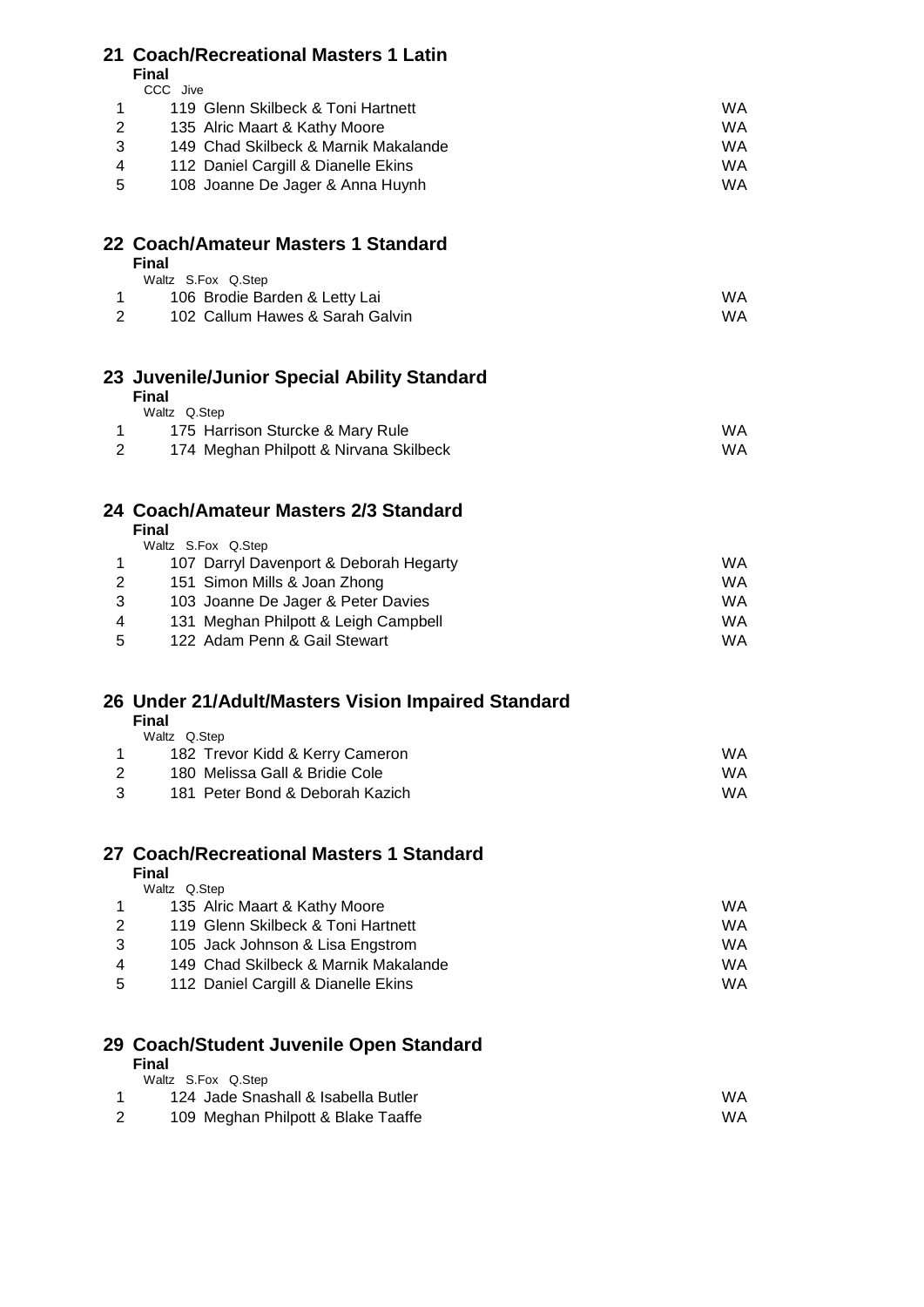## 21 Coach/Recreational Masters 1 Latin

**Final**

CCC Jive

| Place | No. | Couple | State |
|---|---|---|---|
| 1 | 119 | Glenn Skilbeck & Toni Hartnett | WA |
| 2 | 135 | Alric Maart & Kathy Moore | WA |
| 3 | 149 | Chad Skilbeck & Marnik Makalande | WA |
| 4 | 112 | Daniel Cargill & Dianelle Ekins | WA |
| 5 | 108 | Joanne De Jager & Anna Huynh | WA |

## 22 Coach/Amateur Masters 1 Standard

**Final**

Waltz S.Fox Q.Step

| Place | No. | Couple | State |
|---|---|---|---|
| 1 | 106 | Brodie Barden & Letty Lai | WA |
| 2 | 102 | Callum Hawes & Sarah Galvin | WA |

## 23 Juvenile/Junior Special Ability Standard

**Final**

Waltz Q.Step

| Place | No. | Couple | State |
|---|---|---|---|
| 1 | 175 | Harrison Sturcke & Mary Rule | WA |
| 2 | 174 | Meghan Philpott & Nirvana Skilbeck | WA |

## 24 Coach/Amateur Masters 2/3 Standard

**Final**

Waltz S.Fox Q.Step

| Place | No. | Couple | State |
|---|---|---|---|
| 1 | 107 | Darryl Davenport & Deborah Hegarty | WA |
| 2 | 151 | Simon Mills & Joan Zhong | WA |
| 3 | 103 | Joanne De Jager & Peter Davies | WA |
| 4 | 131 | Meghan Philpott & Leigh Campbell | WA |
| 5 | 122 | Adam Penn & Gail Stewart | WA |

## 26 Under 21/Adult/Masters Vision Impaired Standard

**Final**

Waltz Q.Step

| Place | No. | Couple | State |
|---|---|---|---|
| 1 | 182 | Trevor Kidd & Kerry Cameron | WA |
| 2 | 180 | Melissa Gall & Bridie Cole | WA |
| 3 | 181 | Peter Bond & Deborah Kazich | WA |

## 27 Coach/Recreational Masters 1 Standard

**Final**

Waltz Q.Step

| Place | No. | Couple | State |
|---|---|---|---|
| 1 | 135 | Alric Maart & Kathy Moore | WA |
| 2 | 119 | Glenn Skilbeck & Toni Hartnett | WA |
| 3 | 105 | Jack Johnson & Lisa Engstrom | WA |
| 4 | 149 | Chad Skilbeck & Marnik Makalande | WA |
| 5 | 112 | Daniel Cargill & Dianelle Ekins | WA |

## 29 Coach/Student Juvenile Open Standard

**Final**

Waltz S.Fox Q.Step

| Place | No. | Couple | State |
|---|---|---|---|
| 1 | 124 | Jade Snashall & Isabella Butler | WA |
| 2 | 109 | Meghan Philpott & Blake Taaffe | WA |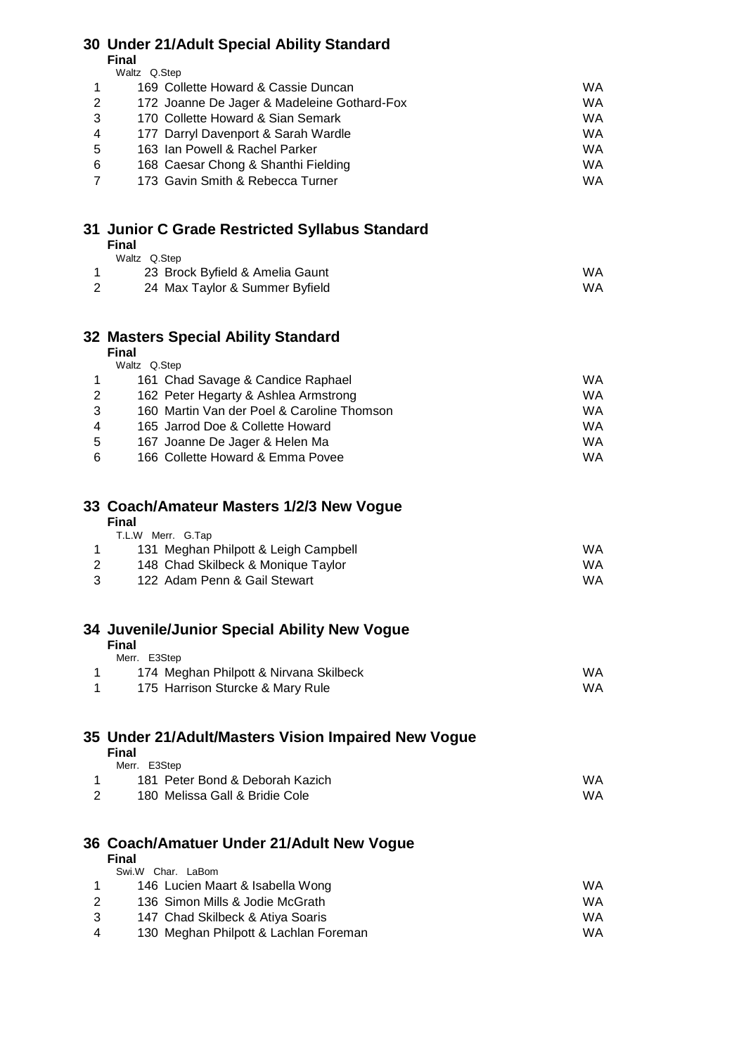## 30 Under 21/Adult Special Ability Standard

**Final**

Waltz Q.Step

| | | |
|---|---|---|
| 1 | 169 Collette Howard & Cassie Duncan | WA |
| 2 | 172 Joanne De Jager & Madeleine Gothard-Fox | WA |
| 3 | 170 Collette Howard & Sian Semark | WA |
| 4 | 177 Darryl Davenport & Sarah Wardle | WA |
| 5 | 163 Ian Powell & Rachel Parker | WA |
| 6 | 168 Caesar Chong & Shanthi Fielding | WA |
| 7 | 173 Gavin Smith & Rebecca Turner | WA |

## 31 Junior C Grade Restricted Syllabus Standard

**Final**

Waltz Q.Step

| | | |
|---|---|---|
| 1 | 23 Brock Byfield & Amelia Gaunt | WA |
| 2 | 24 Max Taylor & Summer Byfield | WA |

## 32 Masters Special Ability Standard

**Final**

Waltz Q.Step

| | | |
|---|---|---|
| 1 | 161 Chad Savage & Candice Raphael | WA |
| 2 | 162 Peter Hegarty & Ashlea Armstrong | WA |
| 3 | 160 Martin Van der Poel & Caroline Thomson | WA |
| 4 | 165 Jarrod Doe & Collette Howard | WA |
| 5 | 167 Joanne De Jager & Helen Ma | WA |
| 6 | 166 Collette Howard & Emma Povee | WA |

## 33 Coach/Amateur Masters 1/2/3 New Vogue

**Final**

T.L.W Merr. G.Tap

| | | |
|---|---|---|
| 1 | 131 Meghan Philpott & Leigh Campbell | WA |
| 2 | 148 Chad Skilbeck & Monique Taylor | WA |
| 3 | 122 Adam Penn & Gail Stewart | WA |

## 34 Juvenile/Junior Special Ability New Vogue

**Final**

Merr. E3Step

| | | |
|---|---|---|
| 1 | 174 Meghan Philpott & Nirvana Skilbeck | WA |
| 1 | 175 Harrison Sturcke & Mary Rule | WA |

## 35 Under 21/Adult/Masters Vision Impaired New Vogue

**Final**

Merr. E3Step

| | | |
|---|---|---|
| 1 | 181 Peter Bond & Deborah Kazich | WA |
| 2 | 180 Melissa Gall & Bridie Cole | WA |

## 36 Coach/Amatuer Under 21/Adult New Vogue

**Final**

Swi.W Char. LaBom

| | | |
|---|---|---|
| 1 | 146 Lucien Maart & Isabella Wong | WA |
| 2 | 136 Simon Mills & Jodie McGrath | WA |
| 3 | 147 Chad Skilbeck & Atiya Soaris | WA |
| 4 | 130 Meghan Philpott & Lachlan Foreman | WA |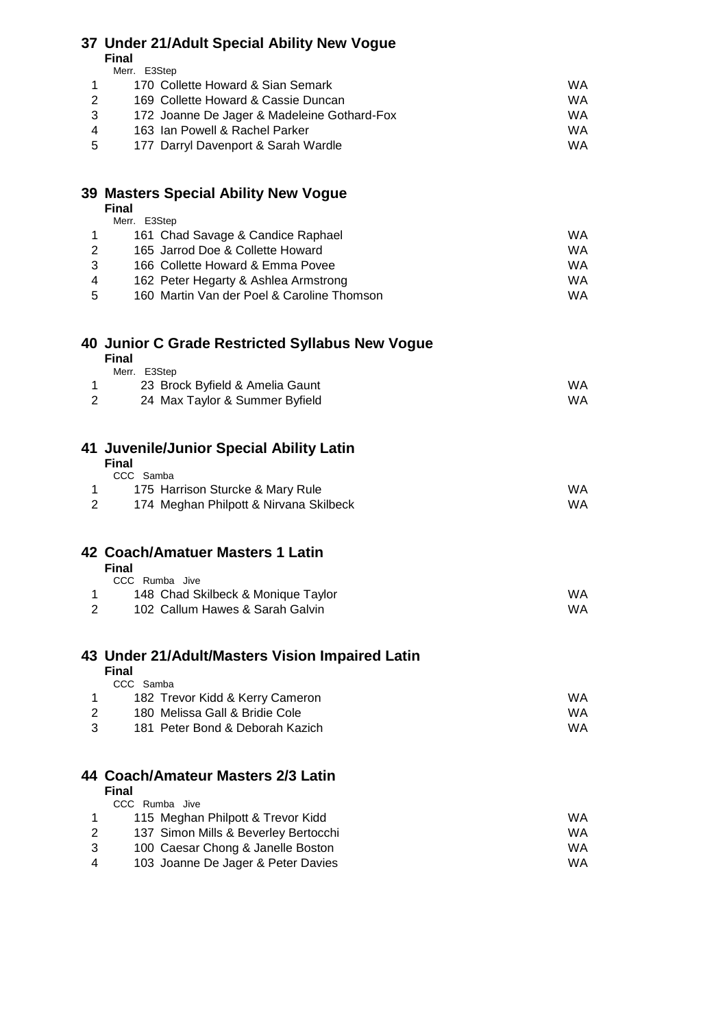## 37 Under 21/Adult Special Ability New Vogue

**Final**

Merr. E3Step

| | | |
|---|---|---|
| 1 | 170 Collette Howard & Sian Semark | WA |
| 2 | 169 Collette Howard & Cassie Duncan | WA |
| 3 | 172 Joanne De Jager & Madeleine Gothard-Fox | WA |
| 4 | 163 Ian Powell & Rachel Parker | WA |
| 5 | 177 Darryl Davenport & Sarah Wardle | WA |

## 39 Masters Special Ability New Vogue

**Final**

Merr. E3Step

| | | |
|---|---|---|
| 1 | 161 Chad Savage & Candice Raphael | WA |
| 2 | 165 Jarrod Doe & Collette Howard | WA |
| 3 | 166 Collette Howard & Emma Povee | WA |
| 4 | 162 Peter Hegarty & Ashlea Armstrong | WA |
| 5 | 160 Martin Van der Poel & Caroline Thomson | WA |

## 40 Junior C Grade Restricted Syllabus New Vogue

**Final**

Merr. E3Step

| | | |
|---|---|---|
| 1 | 23 Brock Byfield & Amelia Gaunt | WA |
| 2 | 24 Max Taylor & Summer Byfield | WA |

## 41 Juvenile/Junior Special Ability Latin

**Final**

CCC Samba

| | | |
|---|---|---|
| 1 | 175 Harrison Sturcke & Mary Rule | WA |
| 2 | 174 Meghan Philpott & Nirvana Skilbeck | WA |

## 42 Coach/Amatuer Masters 1 Latin

**Final**

CCC Rumba Jive

| | | |
|---|---|---|
| 1 | 148 Chad Skilbeck & Monique Taylor | WA |
| 2 | 102 Callum Hawes & Sarah Galvin | WA |

## 43 Under 21/Adult/Masters Vision Impaired Latin

**Final**

CCC Samba

| | | |
|---|---|---|
| 1 | 182 Trevor Kidd & Kerry Cameron | WA |
| 2 | 180 Melissa Gall & Bridie Cole | WA |
| 3 | 181 Peter Bond & Deborah Kazich | WA |

## 44 Coach/Amateur Masters 2/3 Latin

**Final**

CCC Rumba Jive

| | | |
|---|---|---|
| 1 | 115 Meghan Philpott & Trevor Kidd | WA |
| 2 | 137 Simon Mills & Beverley Bertocchi | WA |
| 3 | 100 Caesar Chong & Janelle Boston | WA |
| 4 | 103 Joanne De Jager & Peter Davies | WA |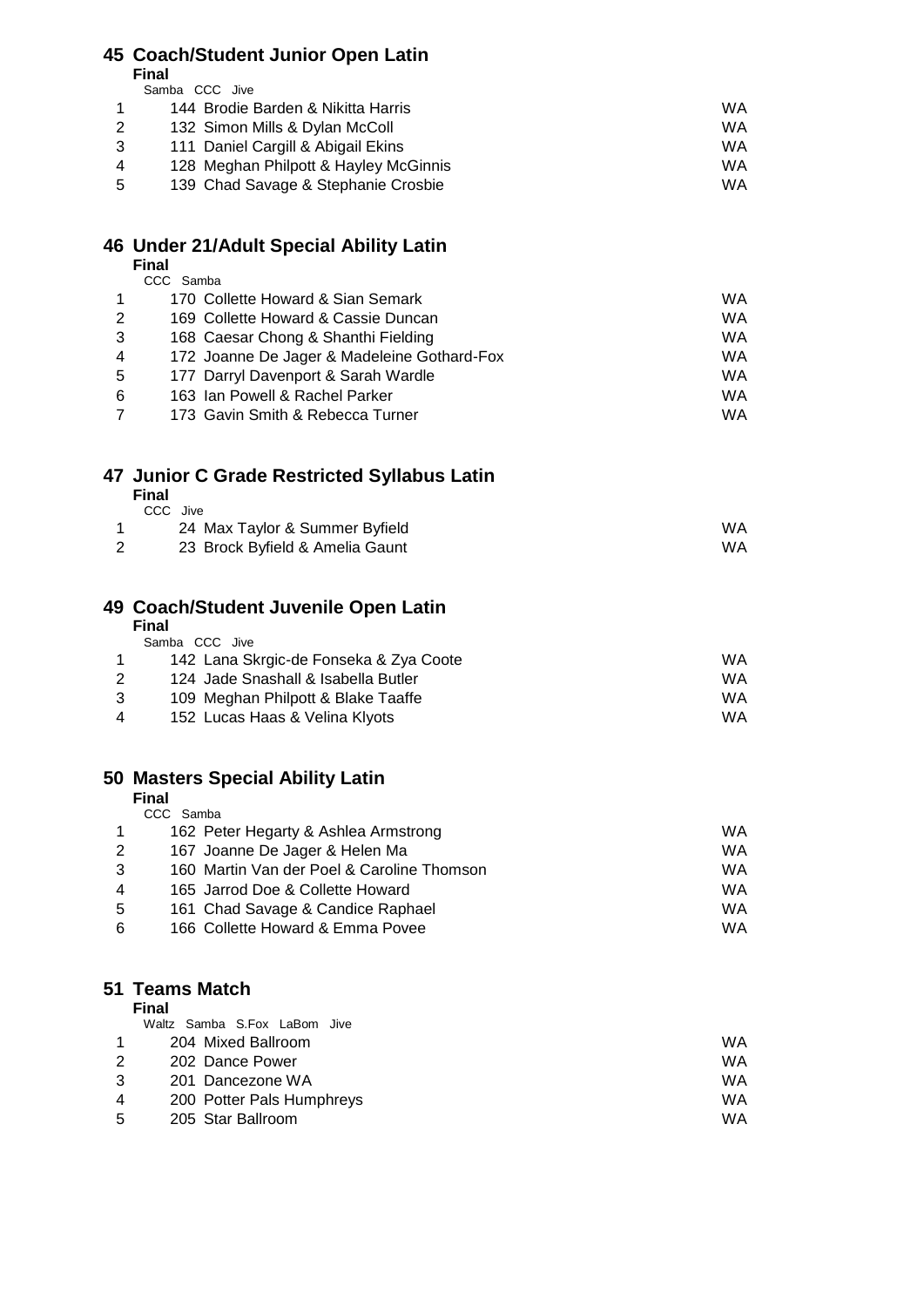## 45 Coach/Student Junior Open Latin

**Final**

Samba CCC Jive

| | | |
|---|---|---|
| 1 | 144 Brodie Barden & Nikitta Harris | WA |
| 2 | 132 Simon Mills & Dylan McColl | WA |
| 3 | 111 Daniel Cargill & Abigail Ekins | WA |
| 4 | 128 Meghan Philpott & Hayley McGinnis | WA |
| 5 | 139 Chad Savage & Stephanie Crosbie | WA |

## 46 Under 21/Adult Special Ability Latin

**Final**

CCC Samba

| | | |
|---|---|---|
| 1 | 170 Collette Howard & Sian Semark | WA |
| 2 | 169 Collette Howard & Cassie Duncan | WA |
| 3 | 168 Caesar Chong & Shanthi Fielding | WA |
| 4 | 172 Joanne De Jager & Madeleine Gothard-Fox | WA |
| 5 | 177 Darryl Davenport & Sarah Wardle | WA |
| 6 | 163 Ian Powell & Rachel Parker | WA |
| 7 | 173 Gavin Smith & Rebecca Turner | WA |

## 47 Junior C Grade Restricted Syllabus Latin

**Final**

CCC Jive

| | | |
|---|---|---|
| 1 | 24 Max Taylor & Summer Byfield | WA |
| 2 | 23 Brock Byfield & Amelia Gaunt | WA |

## 49 Coach/Student Juvenile Open Latin

**Final**

Samba CCC Jive

| | | |
|---|---|---|
| 1 | 142 Lana Skrgic-de Fonseka & Zya Coote | WA |
| 2 | 124 Jade Snashall & Isabella Butler | WA |
| 3 | 109 Meghan Philpott & Blake Taaffe | WA |
| 4 | 152 Lucas Haas & Velina Klyots | WA |

## 50 Masters Special Ability Latin

**Final**

CCC Samba

| | | |
|---|---|---|
| 1 | 162 Peter Hegarty & Ashlea Armstrong | WA |
| 2 | 167 Joanne De Jager & Helen Ma | WA |
| 3 | 160 Martin Van der Poel & Caroline Thomson | WA |
| 4 | 165 Jarrod Doe & Collette Howard | WA |
| 5 | 161 Chad Savage & Candice Raphael | WA |
| 6 | 166 Collette Howard & Emma Povee | WA |

## 51 Teams Match

**Final**

Waltz Samba S.Fox LaBom Jive

| | | |
|---|---|---|
| 1 | 204 Mixed Ballroom | WA |
| 2 | 202 Dance Power | WA |
| 3 | 201 Dancezone WA | WA |
| 4 | 200 Potter Pals Humphreys | WA |
| 5 | 205 Star Ballroom | WA |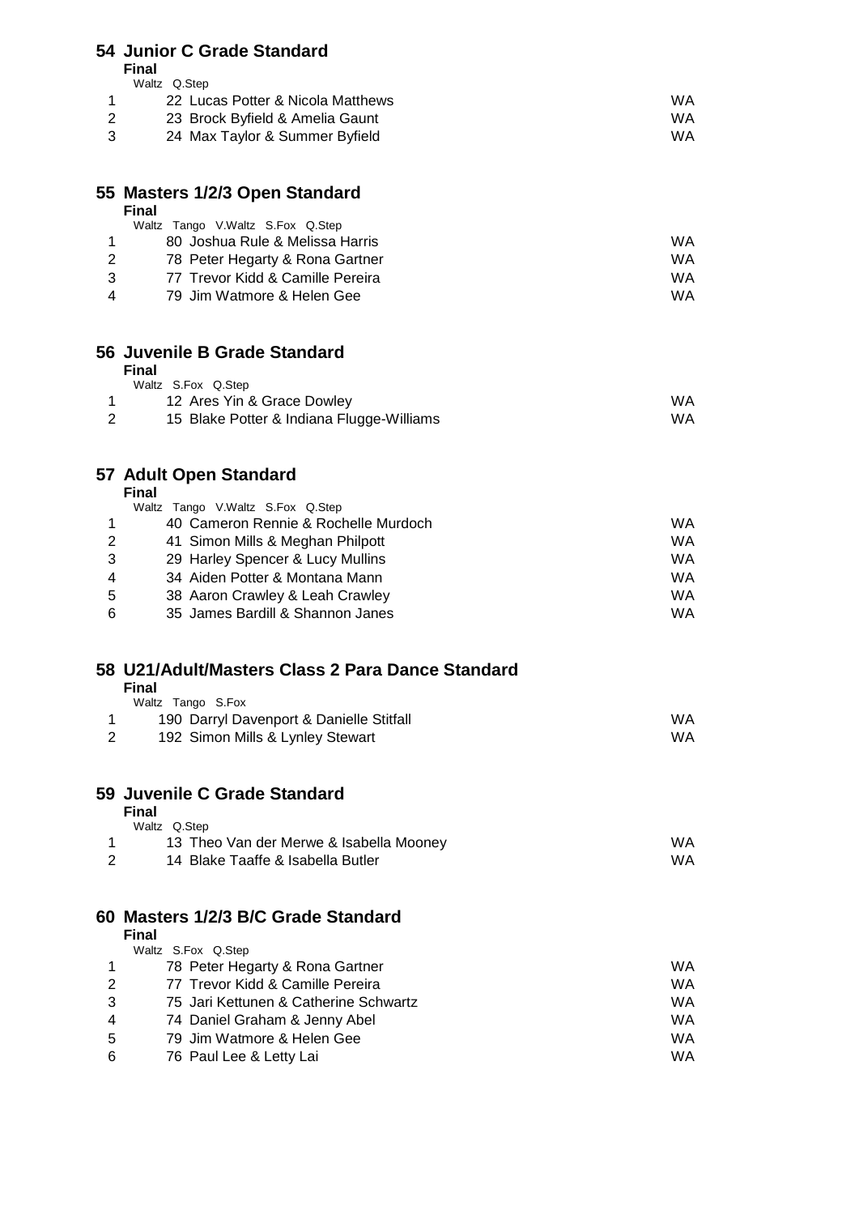## 54 Junior C Grade Standard

**Final**

Waltz Q.Step

| | | |
|---|---|---|
| 1 | 22 Lucas Potter & Nicola Matthews | WA |
| 2 | 23 Brock Byfield & Amelia Gaunt | WA |
| 3 | 24 Max Taylor & Summer Byfield | WA |

## 55 Masters 1/2/3 Open Standard

**Final**

Waltz Tango V.Waltz S.Fox Q.Step

| | | |
|---|---|---|
| 1 | 80 Joshua Rule & Melissa Harris | WA |
| 2 | 78 Peter Hegarty & Rona Gartner | WA |
| 3 | 77 Trevor Kidd & Camille Pereira | WA |
| 4 | 79 Jim Watmore & Helen Gee | WA |

## 56 Juvenile B Grade Standard

**Final**

Waltz S.Fox Q.Step

| | | |
|---|---|---|
| 1 | 12 Ares Yin & Grace Dowley | WA |
| 2 | 15 Blake Potter & Indiana Flugge-Williams | WA |

## 57 Adult Open Standard

**Final**

Waltz Tango V.Waltz S.Fox Q.Step

| | | |
|---|---|---|
| 1 | 40 Cameron Rennie & Rochelle Murdoch | WA |
| 2 | 41 Simon Mills & Meghan Philpott | WA |
| 3 | 29 Harley Spencer & Lucy Mullins | WA |
| 4 | 34 Aiden Potter & Montana Mann | WA |
| 5 | 38 Aaron Crawley & Leah Crawley | WA |
| 6 | 35 James Bardill & Shannon Janes | WA |

## 58 U21/Adult/Masters Class 2 Para Dance Standard

**Final**

Waltz Tango S.Fox

| | | |
|---|---|---|
| 1 | 190 Darryl Davenport & Danielle Stitfall | WA |
| 2 | 192 Simon Mills & Lynley Stewart | WA |

## 59 Juvenile C Grade Standard

**Final**

Waltz Q.Step

| | | |
|---|---|---|
| 1 | 13 Theo Van der Merwe & Isabella Mooney | WA |
| 2 | 14 Blake Taaffe & Isabella Butler | WA |

## 60 Masters 1/2/3 B/C Grade Standard

**Final**

Waltz S.Fox Q.Step

| | | |
|---|---|---|
| 1 | 78 Peter Hegarty & Rona Gartner | WA |
| 2 | 77 Trevor Kidd & Camille Pereira | WA |
| 3 | 75 Jari Kettunen & Catherine Schwartz | WA |
| 4 | 74 Daniel Graham & Jenny Abel | WA |
| 5 | 79 Jim Watmore & Helen Gee | WA |
| 6 | 76 Paul Lee & Letty Lai | WA |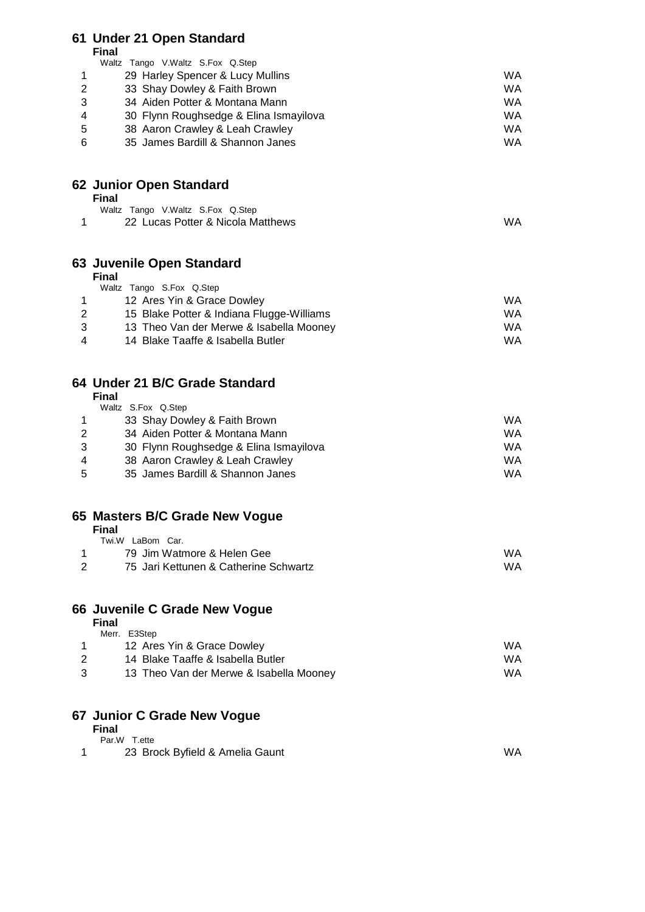## 61 Under 21 Open Standard

**Final**

Waltz Tango V.Waltz S.Fox Q.Step

| | | |
|---|---|---|
| 1 | 29 Harley Spencer & Lucy Mullins | WA |
| 2 | 33 Shay Dowley & Faith Brown | WA |
| 3 | 34 Aiden Potter & Montana Mann | WA |
| 4 | 30 Flynn Roughsedge & Elina Ismayilova | WA |
| 5 | 38 Aaron Crawley & Leah Crawley | WA |
| 6 | 35 James Bardill & Shannon Janes | WA |

## 62 Junior Open Standard

**Final**

Waltz Tango V.Waltz S.Fox Q.Step

| | | |
|---|---|---|
| 1 | 22 Lucas Potter & Nicola Matthews | WA |

## 63 Juvenile Open Standard

**Final**

Waltz Tango S.Fox Q.Step

| | | |
|---|---|---|
| 1 | 12 Ares Yin & Grace Dowley | WA |
| 2 | 15 Blake Potter & Indiana Flugge-Williams | WA |
| 3 | 13 Theo Van der Merwe & Isabella Mooney | WA |
| 4 | 14 Blake Taaffe & Isabella Butler | WA |

## 64 Under 21 B/C Grade Standard

**Final**

Waltz S.Fox Q.Step

| | | |
|---|---|---|
| 1 | 33 Shay Dowley & Faith Brown | WA |
| 2 | 34 Aiden Potter & Montana Mann | WA |
| 3 | 30 Flynn Roughsedge & Elina Ismayilova | WA |
| 4 | 38 Aaron Crawley & Leah Crawley | WA |
| 5 | 35 James Bardill & Shannon Janes | WA |

## 65 Masters B/C Grade New Vogue

**Final**

Twi.W LaBom Car.

| | | |
|---|---|---|
| 1 | 79 Jim Watmore & Helen Gee | WA |
| 2 | 75 Jari Kettunen & Catherine Schwartz | WA |

## 66 Juvenile C Grade New Vogue

**Final**

Merr. E3Step

| | | |
|---|---|---|
| 1 | 12 Ares Yin & Grace Dowley | WA |
| 2 | 14 Blake Taaffe & Isabella Butler | WA |
| 3 | 13 Theo Van der Merwe & Isabella Mooney | WA |

## 67 Junior C Grade New Vogue

**Final**

Par.W T.ette

| | | |
|---|---|---|
| 1 | 23 Brock Byfield & Amelia Gaunt | WA |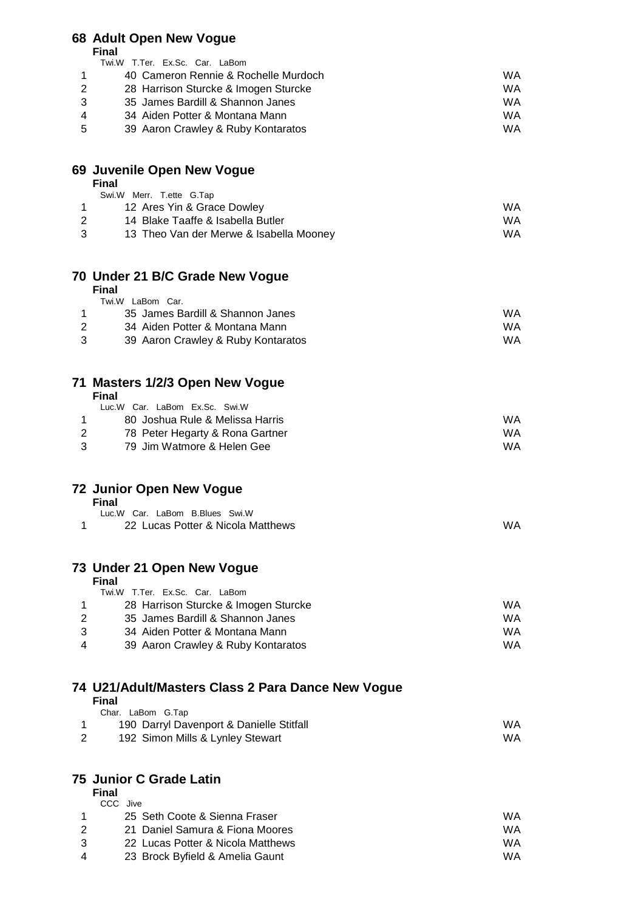## 68 Adult Open New Vogue

**Final**

Twi.W T.Ter. Ex.Sc. Car. LaBom

| Place | No. | Couple | State |
|---|---|---|---|
| 1 | 40 | Cameron Rennie & Rochelle Murdoch | WA |
| 2 | 28 | Harrison Sturcke & Imogen Sturcke | WA |
| 3 | 35 | James Bardill & Shannon Janes | WA |
| 4 | 34 | Aiden Potter & Montana Mann | WA |
| 5 | 39 | Aaron Crawley & Ruby Kontaratos | WA |

## 69 Juvenile Open New Vogue

**Final**

Swi.W Merr. T.ette G.Tap

| Place | No. | Couple | State |
|---|---|---|---|
| 1 | 12 | Ares Yin & Grace Dowley | WA |
| 2 | 14 | Blake Taaffe & Isabella Butler | WA |
| 3 | 13 | Theo Van der Merwe & Isabella Mooney | WA |

## 70 Under 21 B/C Grade New Vogue

**Final**

Twi.W LaBom Car.

| Place | No. | Couple | State |
|---|---|---|---|
| 1 | 35 | James Bardill & Shannon Janes | WA |
| 2 | 34 | Aiden Potter & Montana Mann | WA |
| 3 | 39 | Aaron Crawley & Ruby Kontaratos | WA |

## 71 Masters 1/2/3 Open New Vogue

**Final**

Luc.W Car. LaBom Ex.Sc. Swi.W

| Place | No. | Couple | State |
|---|---|---|---|
| 1 | 80 | Joshua Rule & Melissa Harris | WA |
| 2 | 78 | Peter Hegarty & Rona Gartner | WA |
| 3 | 79 | Jim Watmore & Helen Gee | WA |

## 72 Junior Open New Vogue

**Final**

Luc.W Car. LaBom B.Blues Swi.W

| Place | No. | Couple | State |
|---|---|---|---|
| 1 | 22 | Lucas Potter & Nicola Matthews | WA |

## 73 Under 21 Open New Vogue

**Final**

Twi.W T.Ter. Ex.Sc. Car. LaBom

| Place | No. | Couple | State |
|---|---|---|---|
| 1 | 28 | Harrison Sturcke & Imogen Sturcke | WA |
| 2 | 35 | James Bardill & Shannon Janes | WA |
| 3 | 34 | Aiden Potter & Montana Mann | WA |
| 4 | 39 | Aaron Crawley & Ruby Kontaratos | WA |

## 74 U21/Adult/Masters Class 2 Para Dance New Vogue

**Final**

Char. LaBom G.Tap

| Place | No. | Couple | State |
|---|---|---|---|
| 1 | 190 | Darryl Davenport & Danielle Stitfall | WA |
| 2 | 192 | Simon Mills & Lynley Stewart | WA |

## 75 Junior C Grade Latin

**Final**

CCC Jive

| Place | No. | Couple | State |
|---|---|---|---|
| 1 | 25 | Seth Coote & Sienna Fraser | WA |
| 2 | 21 | Daniel Samura & Fiona Moores | WA |
| 3 | 22 | Lucas Potter & Nicola Matthews | WA |
| 4 | 23 | Brock Byfield & Amelia Gaunt | WA |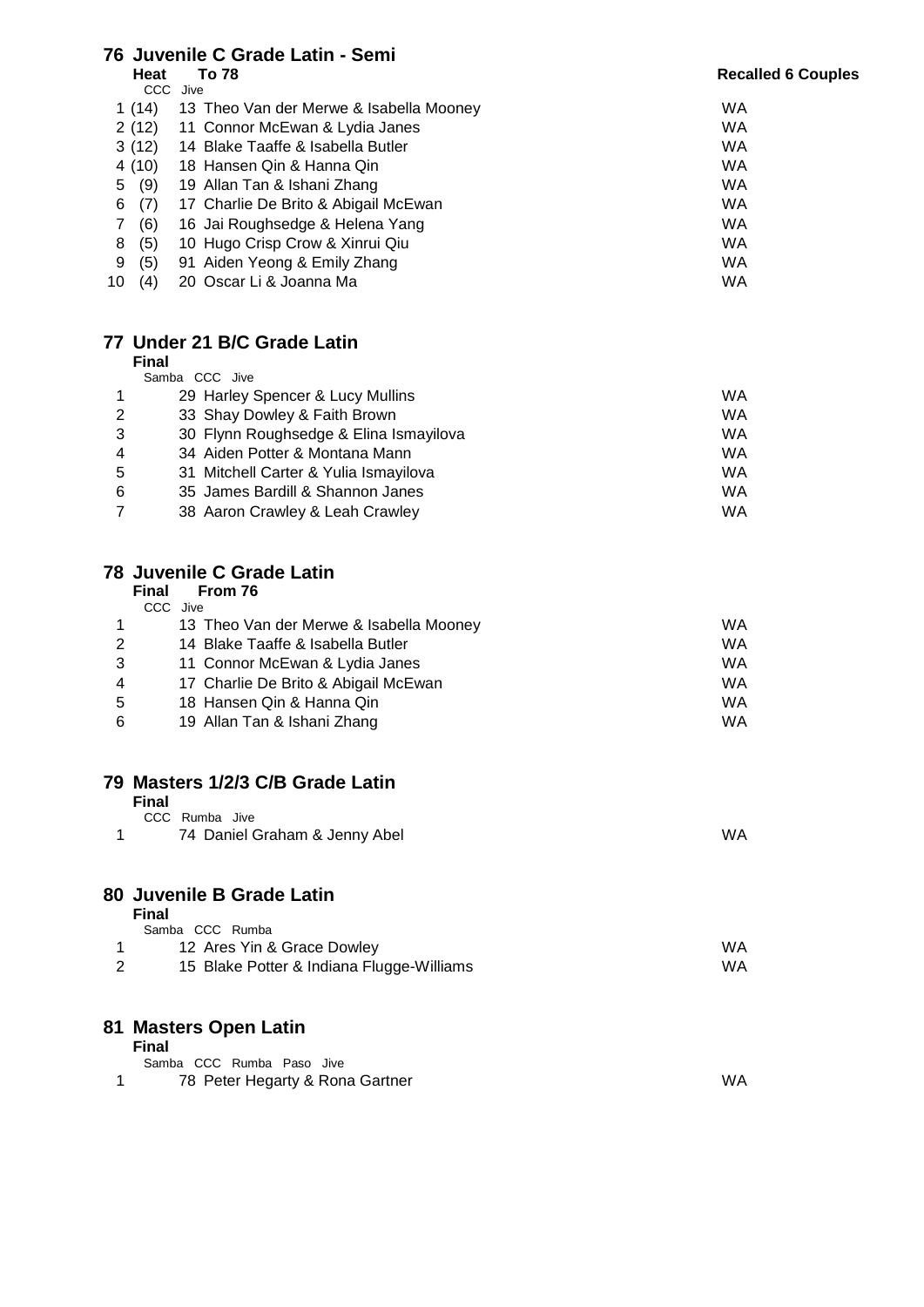## 76 Juvenile C Grade Latin - Semi

**Heat** **To 78** **Recalled 6 Couples**

CCC Jive

| Place | Couple | State |
|---|---|---|
| 1 (14) | 13 Theo Van der Merwe & Isabella Mooney | WA |
| 2 (12) | 11 Connor McEwan & Lydia Janes | WA |
| 3 (12) | 14 Blake Taaffe & Isabella Butler | WA |
| 4 (10) | 18 Hansen Qin & Hanna Qin | WA |
| 5 (9) | 19 Allan Tan & Ishani Zhang | WA |
| 6 (7) | 17 Charlie De Brito & Abigail McEwan | WA |
| 7 (6) | 16 Jai Roughsedge & Helena Yang | WA |
| 8 (5) | 10 Hugo Crisp Crow & Xinrui Qiu | WA |
| 9 (5) | 91 Aiden Yeong & Emily Zhang | WA |
| 10 (4) | 20 Oscar Li & Joanna Ma | WA |

## 77 Under 21 B/C Grade Latin

**Final**

Samba CCC Jive

| Place | Couple | State |
|---|---|---|
| 1 | 29 Harley Spencer & Lucy Mullins | WA |
| 2 | 33 Shay Dowley & Faith Brown | WA |
| 3 | 30 Flynn Roughsedge & Elina Ismayilova | WA |
| 4 | 34 Aiden Potter & Montana Mann | WA |
| 5 | 31 Mitchell Carter & Yulia Ismayilova | WA |
| 6 | 35 James Bardill & Shannon Janes | WA |
| 7 | 38 Aaron Crawley & Leah Crawley | WA |

## 78 Juvenile C Grade Latin

**Final** **From 76**

CCC Jive

| Place | Couple | State |
|---|---|---|
| 1 | 13 Theo Van der Merwe & Isabella Mooney | WA |
| 2 | 14 Blake Taaffe & Isabella Butler | WA |
| 3 | 11 Connor McEwan & Lydia Janes | WA |
| 4 | 17 Charlie De Brito & Abigail McEwan | WA |
| 5 | 18 Hansen Qin & Hanna Qin | WA |
| 6 | 19 Allan Tan & Ishani Zhang | WA |

## 79 Masters 1/2/3 C/B Grade Latin

**Final**

CCC Rumba Jive

| Place | Couple | State |
|---|---|---|
| 1 | 74 Daniel Graham & Jenny Abel | WA |

## 80 Juvenile B Grade Latin

**Final**

Samba CCC Rumba

| Place | Couple | State |
|---|---|---|
| 1 | 12 Ares Yin & Grace Dowley | WA |
| 2 | 15 Blake Potter & Indiana Flugge-Williams | WA |

## 81 Masters Open Latin

**Final**

Samba CCC Rumba Paso Jive

| Place | Couple | State |
|---|---|---|
| 1 | 78 Peter Hegarty & Rona Gartner | WA |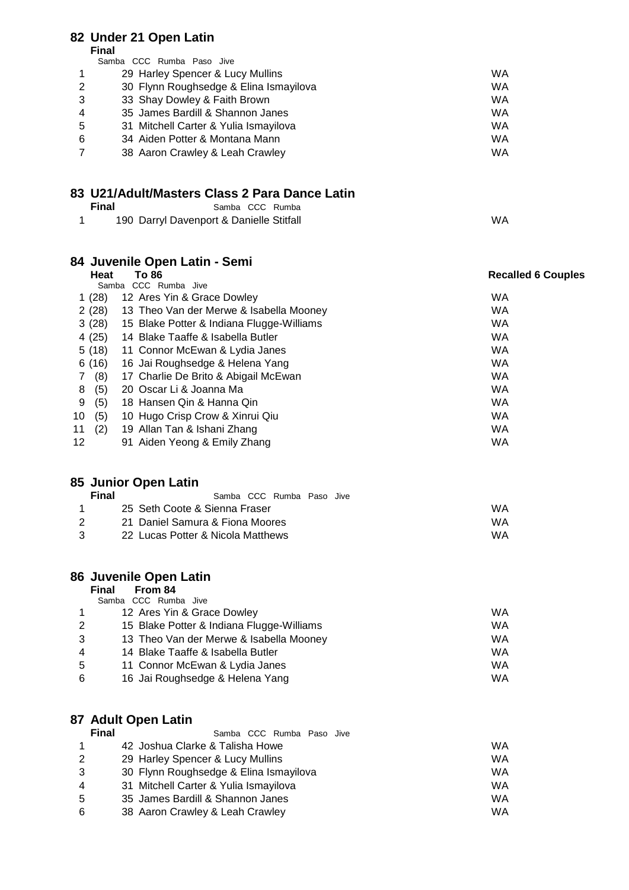## 82 Under 21 Open Latin

**Final**

Samba CCC Rumba Paso Jive

| | | |
|---|---|---|
| 1 | 29 Harley Spencer & Lucy Mullins | WA |
| 2 | 30 Flynn Roughsedge & Elina Ismayilova | WA |
| 3 | 33 Shay Dowley & Faith Brown | WA |
| 4 | 35 James Bardill & Shannon Janes | WA |
| 5 | 31 Mitchell Carter & Yulia Ismayilova | WA |
| 6 | 34 Aiden Potter & Montana Mann | WA |
| 7 | 38 Aaron Crawley & Leah Crawley | WA |

## 83 U21/Adult/Masters Class 2 Para Dance Latin

**Final** Samba CCC Rumba

| | | |
|---|---|---|
| 1 | 190 Darryl Davenport & Danielle Stitfall | WA |

## 84 Juvenile Open Latin - Semi

**Heat** **To 86** **Recalled 6 Couples**

Samba CCC Rumba Jive

| | | | |
|---|---|---|---|
| 1 | (28) | 12 Ares Yin & Grace Dowley | WA |
| 2 | (28) | 13 Theo Van der Merwe & Isabella Mooney | WA |
| 3 | (28) | 15 Blake Potter & Indiana Flugge-Williams | WA |
| 4 | (25) | 14 Blake Taaffe & Isabella Butler | WA |
| 5 | (18) | 11 Connor McEwan & Lydia Janes | WA |
| 6 | (16) | 16 Jai Roughsedge & Helena Yang | WA |
| 7 | (8) | 17 Charlie De Brito & Abigail McEwan | WA |
| 8 | (5) | 20 Oscar Li & Joanna Ma | WA |
| 9 | (5) | 18 Hansen Qin & Hanna Qin | WA |
| 10 | (5) | 10 Hugo Crisp Crow & Xinrui Qiu | WA |
| 11 | (2) | 19 Allan Tan & Ishani Zhang | WA |
| 12 | | 91 Aiden Yeong & Emily Zhang | WA |

## 85 Junior Open Latin

**Final** Samba CCC Rumba Paso Jive

| | | |
|---|---|---|
| 1 | 25 Seth Coote & Sienna Fraser | WA |
| 2 | 21 Daniel Samura & Fiona Moores | WA |
| 3 | 22 Lucas Potter & Nicola Matthews | WA |

## 86 Juvenile Open Latin

**Final** **From 84**

Samba CCC Rumba Jive

| | | |
|---|---|---|
| 1 | 12 Ares Yin & Grace Dowley | WA |
| 2 | 15 Blake Potter & Indiana Flugge-Williams | WA |
| 3 | 13 Theo Van der Merwe & Isabella Mooney | WA |
| 4 | 14 Blake Taaffe & Isabella Butler | WA |
| 5 | 11 Connor McEwan & Lydia Janes | WA |
| 6 | 16 Jai Roughsedge & Helena Yang | WA |

## 87 Adult Open Latin

**Final** Samba CCC Rumba Paso Jive

| | | |
|---|---|---|
| 1 | 42 Joshua Clarke & Talisha Howe | WA |
| 2 | 29 Harley Spencer & Lucy Mullins | WA |
| 3 | 30 Flynn Roughsedge & Elina Ismayilova | WA |
| 4 | 31 Mitchell Carter & Yulia Ismayilova | WA |
| 5 | 35 James Bardill & Shannon Janes | WA |
| 6 | 38 Aaron Crawley & Leah Crawley | WA |